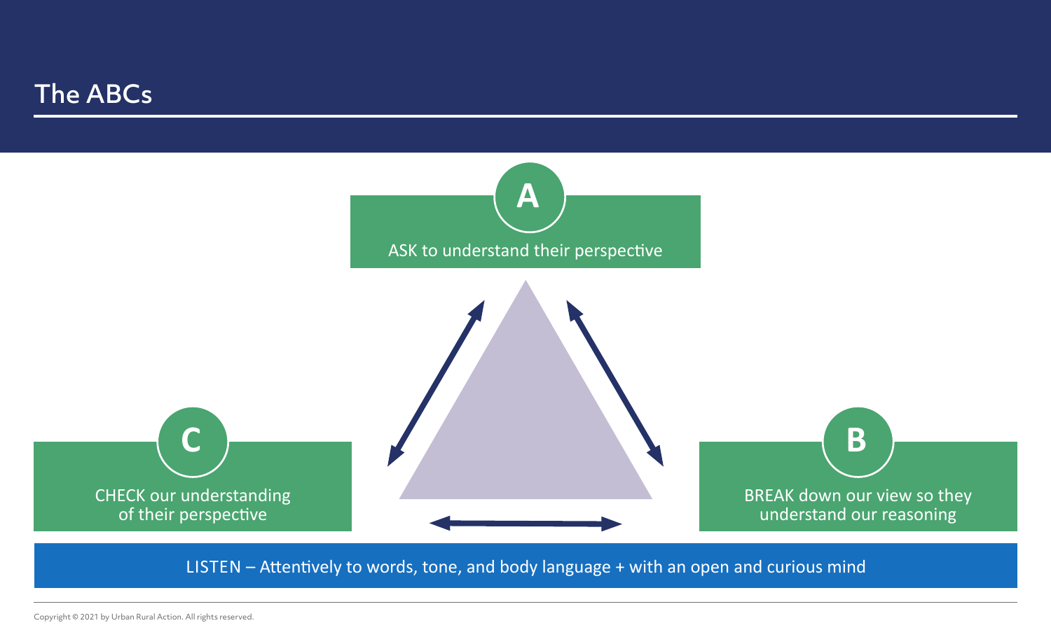# The ABCs

**A**

ASK to understand their perspective

**B**

BREAK down our view so they understand our reasoning

**C**

CHECK our understanding of their perspective

LISTEN – Attentively to words, tone, and body language + with an open and curious mind

Copyright © 2021 by Urban Rural Action. All rights reserved.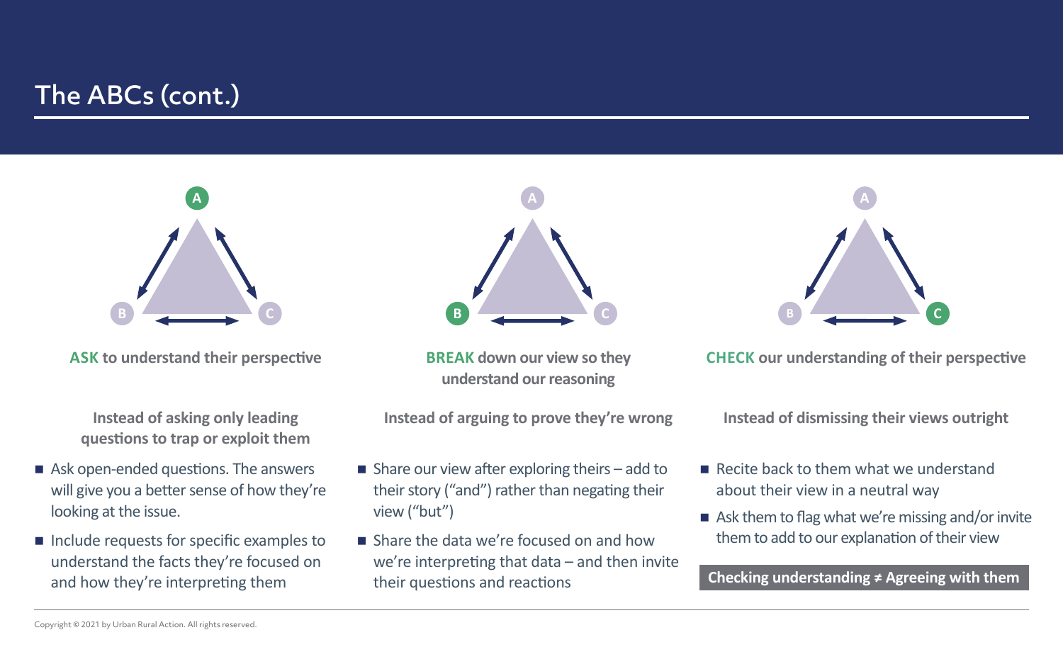# The ABCs (cont.)

A

B C

**ASK to understand their perspective**

**Instead of asking only leading questions to trap or exploit them**

- Ask open-ended questions. The answers will give you a better sense of how they're looking at the issue.
- Include requests for specific examples to understand the facts they're focused on and how they're interpreting them

A

B C

**BREAK down our view so they understand our reasoning**

**Instead of arguing to prove they're wrong**

- Share our view after exploring theirs – add to their story ("and") rather than negating their view ("but")
- Share the data we're focused on and how we're interpreting that data – and then invite their questions and reactions

A

B C

**CHECK our understanding of their perspective**

**Instead of dismissing their views outright**

- Recite back to them what we understand about their view in a neutral way
- Ask them to flag what we're missing and/or invite them to add to our explanation of their view

**Checking understanding ≠ Agreeing with them**

Copyright © 2021 by Urban Rural Action. All rights reserved.